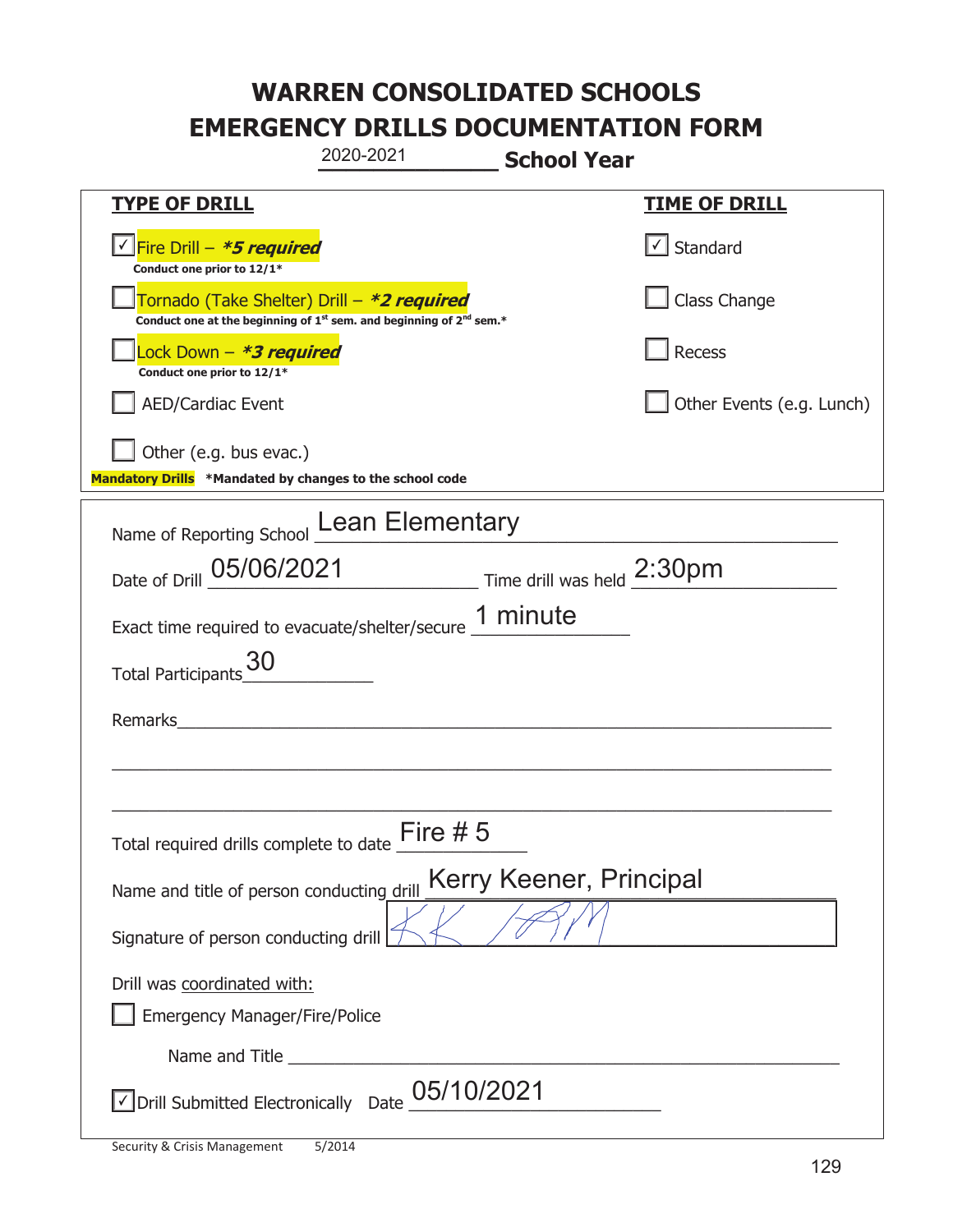# WARREN CONSOLIDATED SCHOOLS
# EMERGENCY DRILLS DOCUMENTATION FORM

2020-2021 **School Year**

| TYPE OF DRILL | TIME OF DRILL |
|---|---|
| ☑ Fire Drill – ***5 required*** <br> Conduct one prior to 12/1* | ☑ Standard |
| ☐ Tornado (Take Shelter) Drill – ***2 required*** <br> Conduct one at the beginning of 1st sem. and beginning of 2nd sem.* | ☐ Class Change |
| ☐ Lock Down – ***3 required*** <br> Conduct one prior to 12/1* | ☐ Recess |
| ☐ AED/Cardiac Event | ☐ Other Events (e.g. Lunch) |
| ☐ Other (e.g. bus evac.) | |

**Mandatory Drills** *Mandated by changes to the school code

Name of Reporting School: Lean Elementary

Date of Drill: 05/06/2021    Time drill was held: 2:30pm

Exact time required to evacuate/shelter/secure: 1 minute

Total Participants: 30

Remarks: ______________________________

Total required drills complete to date: Fire # 5

Name and title of person conducting drill: Kerry Keener, Principal

Signature of person conducting drill: [signature]

Drill was coordinated with:

☐ Emergency Manager/Fire/Police

Name and Title ______________________________

☑ Drill Submitted Electronically  Date: 05/10/2021

Security & Crisis Management 5/2014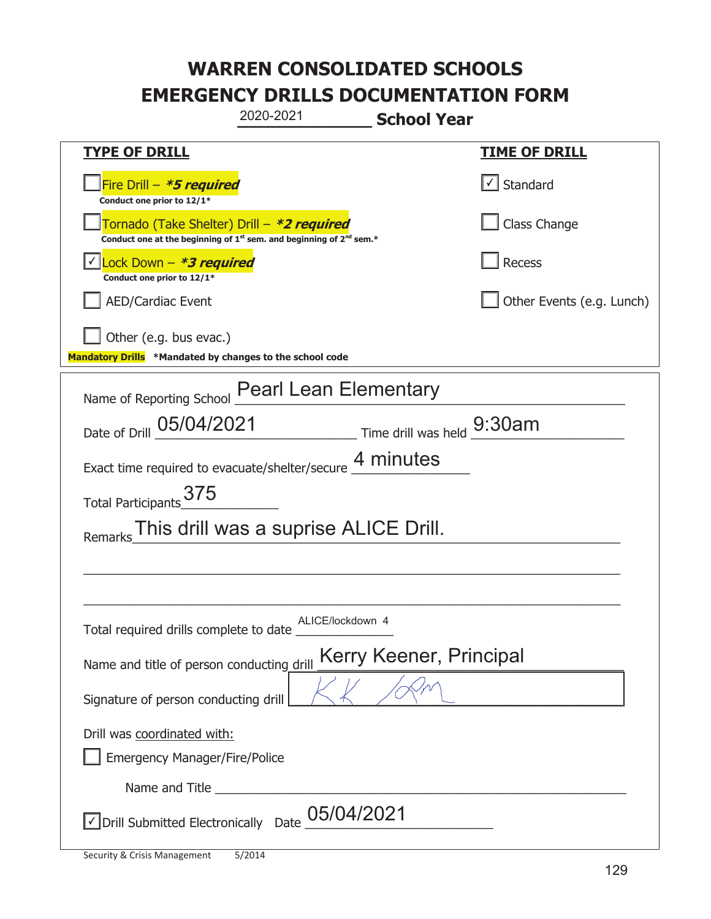# WARREN CONSOLIDATED SCHOOLS
# EMERGENCY DRILLS DOCUMENTATION FORM

2020-2021 **School Year**

| **TYPE OF DRILL** | **TIME OF DRILL** |
| --- | --- |
| ☐ Fire Drill – ***5 required** <br> **Conduct one prior to 12/1*** | ☑ Standard |
| ☐ Tornado (Take Shelter) Drill – ***2 required** <br> **Conduct one at the beginning of 1st sem. and beginning of 2nd sem.*** | ☐ Class Change |
| ☑ Lock Down – ***3 required** <br> **Conduct one prior to 12/1*** | ☐ Recess |
| ☐ AED/Cardiac Event | ☐ Other Events (e.g. Lunch) |
| ☐ Other (e.g. bus evac.) | |

**Mandatory Drills** ***Mandated by changes to the school code**

Name of Reporting School: Pearl Lean Elementary

Date of Drill: 05/04/2021 Time drill was held: 9:30am

Exact time required to evacuate/shelter/secure: 4 minutes

Total Participants: 375

Remarks: This drill was a suprise ALICE Drill.

Total required drills complete to date: ALICE/lockdown 4

Name and title of person conducting drill: Kerry Keener, Principal

Signature of person conducting drill: KK /ksm

Drill was coordinated with:

☐ Emergency Manager/Fire/Police

Name and Title ______________________

☑ Drill Submitted Electronically Date: 05/04/2021

Security & Crisis Management 5/2014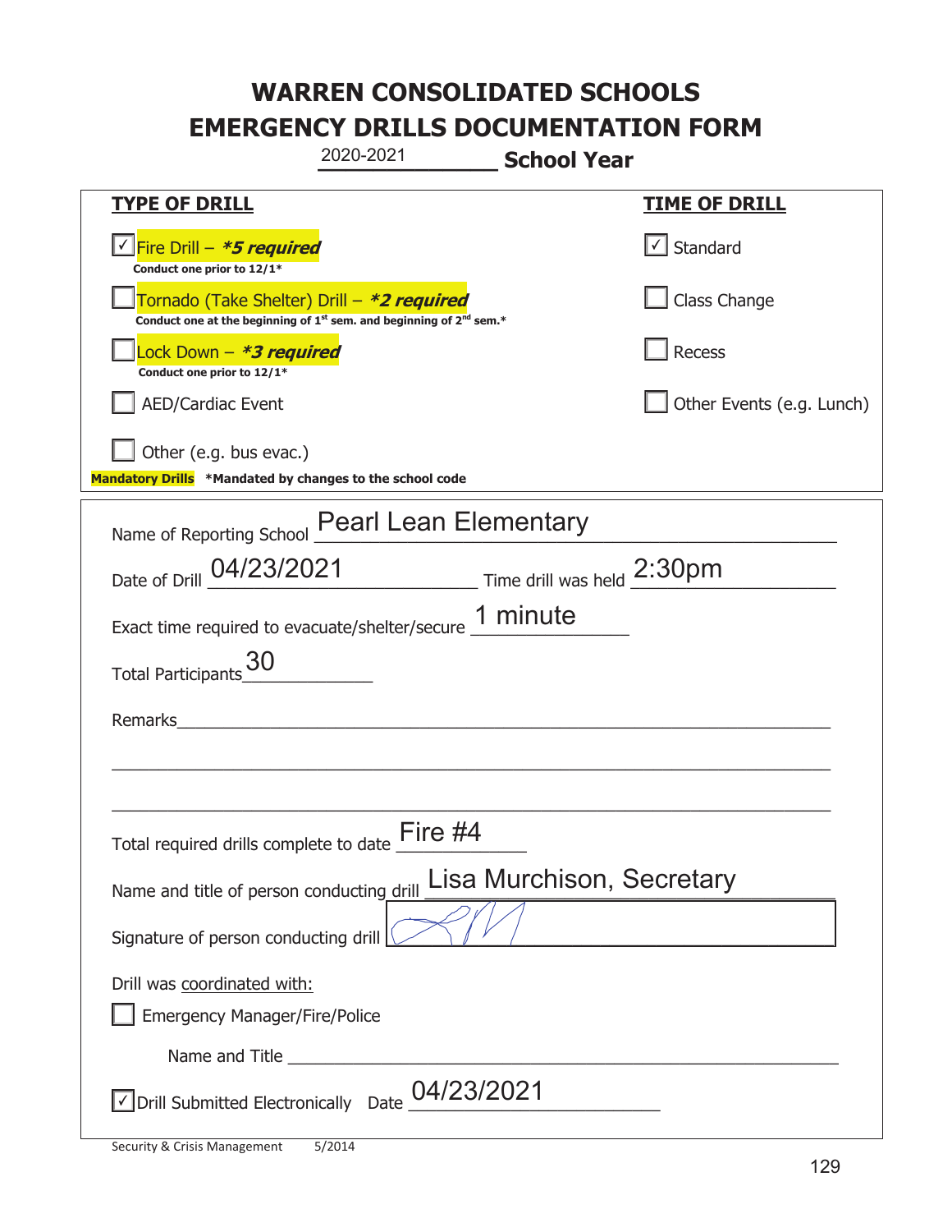# WARREN CONSOLIDATED SCHOOLS
# EMERGENCY DRILLS DOCUMENTATION FORM

2020-2021 **School Year**

| **TYPE OF DRILL** | **TIME OF DRILL** |
|---|---|
| ☑ Fire Drill – ***5 required*** Conduct one prior to 12/1* | ☑ Standard |
| ☐ Tornado (Take Shelter) Drill – ***2 required*** Conduct one at the beginning of 1st sem. and beginning of 2nd sem.* | ☐ Class Change |
| ☐ Lock Down – ***3 required*** Conduct one prior to 12/1* | ☐ Recess |
| ☐ AED/Cardiac Event | ☐ Other Events (e.g. Lunch) |
| ☐ Other (e.g. bus evac.) | |

**Mandatory Drills** ***Mandated by changes to the school code**

Name of Reporting School: Pearl Lean Elementary

Date of Drill: 04/23/2021 Time drill was held: 2:30pm

Exact time required to evacuate/shelter/secure: 1 minute

Total Participants: 30

Remarks: ______________________________

Total required drills complete to date: Fire #4

Name and title of person conducting drill: Lisa Murchison, Secretary

Signature of person conducting drill: [signature]

Drill was coordinated with:

☐ Emergency Manager/Fire/Police

Name and Title ______________________________

☑ Drill Submitted Electronically Date: 04/23/2021

Security & Crisis Management 5/2014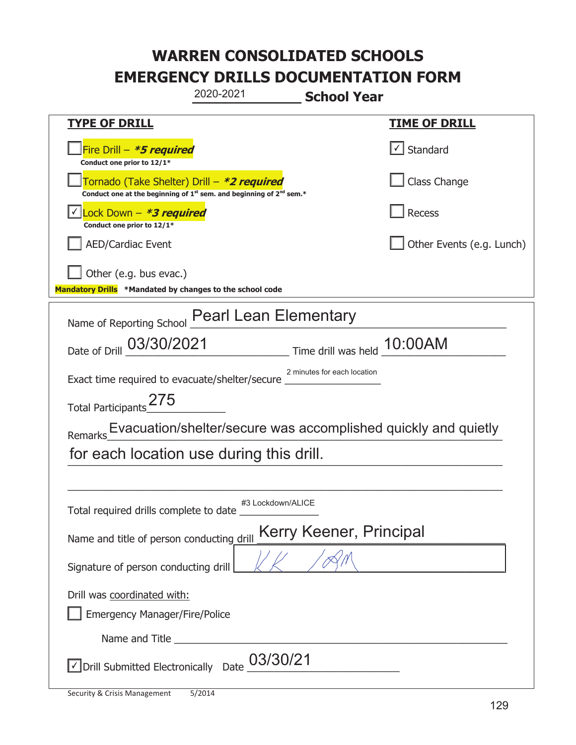# WARREN CONSOLIDATED SCHOOLS
# EMERGENCY DRILLS DOCUMENTATION FORM

2020-2021 **School Year**

| **TYPE OF DRILL** | **TIME OF DRILL** |
| --- | --- |
| ☐ Fire Drill – ***5 required*** Conduct one prior to 12/1* | ☑ Standard |
| ☐ Tornado (Take Shelter) Drill – ***2 required*** Conduct one at the beginning of 1st sem. and beginning of 2nd sem.* | ☐ Class Change |
| ☑ Lock Down – ***3 required*** Conduct one prior to 12/1* | ☐ Recess |
| ☐ AED/Cardiac Event | ☐ Other Events (e.g. Lunch) |
| ☐ Other (e.g. bus evac.) | |

**Mandatory Drills** ***Mandated by changes to the school code**

Name of Reporting School: Pearl Lean Elementary

Date of Drill: 03/30/2021  Time drill was held: 10:00AM

Exact time required to evacuate/shelter/secure: 2 minutes for each location

Total Participants: 275

Remarks: Evacuation/shelter/secure was accomplished quickly and quietly for each location use during this drill.

Total required drills complete to date: #3 Lockdown/ALICE

Name and title of person conducting drill: Kerry Keener, Principal

Signature of person conducting drill: KK /ABM

Drill was coordinated with:

☐ Emergency Manager/Fire/Police

Name and Title ____________________

☑ Drill Submitted Electronically  Date: 03/30/21

Security & Crisis Management  5/2014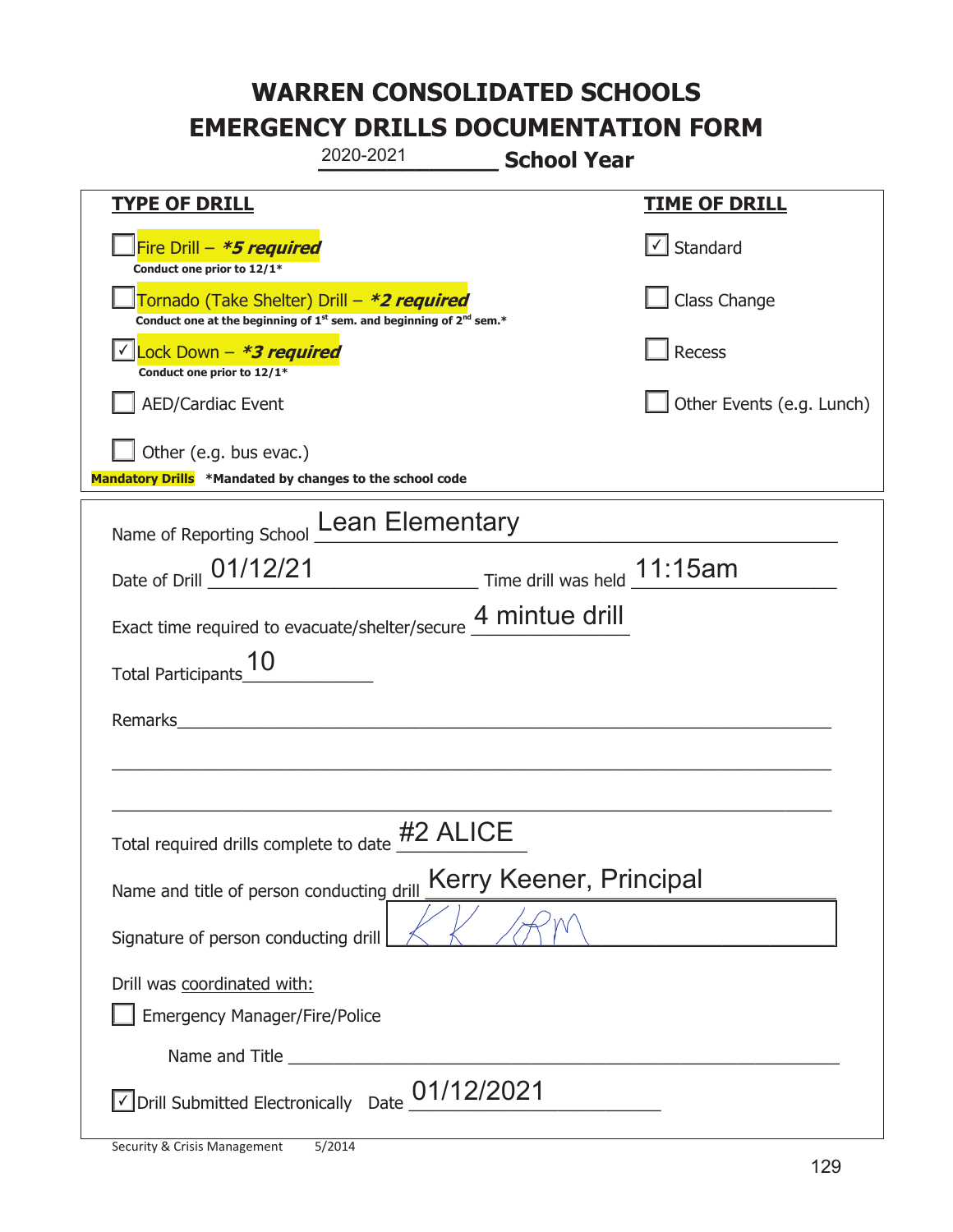# WARREN CONSOLIDATED SCHOOLS
# EMERGENCY DRILLS DOCUMENTATION FORM

2020-2021 **School Year**

| **TYPE OF DRILL** | **TIME OF DRILL** |
|---|---|
| ☐ Fire Drill – ***5 required*** <br> **Conduct one prior to 12/1*** | ☑ Standard |
| ☐ Tornado (Take Shelter) Drill – ***2 required*** <br> **Conduct one at the beginning of 1st sem. and beginning of 2nd sem.*** | ☐ Class Change |
| ☑ Lock Down – ***3 required*** <br> **Conduct one prior to 12/1*** | ☐ Recess |
| ☐ AED/Cardiac Event | ☐ Other Events (e.g. Lunch) |
| ☐ Other (e.g. bus evac.) | |

**Mandatory Drills** ***Mandated by changes to the school code**

Name of Reporting School: Lean Elementary

Date of Drill: 01/12/21 Time drill was held: 11:15am

Exact time required to evacuate/shelter/secure: 4 mintue drill

Total Participants: 10

Remarks: ______________________________

Total required drills complete to date: #2 ALICE

Name and title of person conducting drill: Kerry Keener, Principal

Signature of person conducting drill: KK/RM

Drill was coordinated with:

☐ Emergency Manager/Fire/Police

Name and Title ______________________________

☑ Drill Submitted Electronically Date: 01/12/2021

Security & Crisis Management 5/2014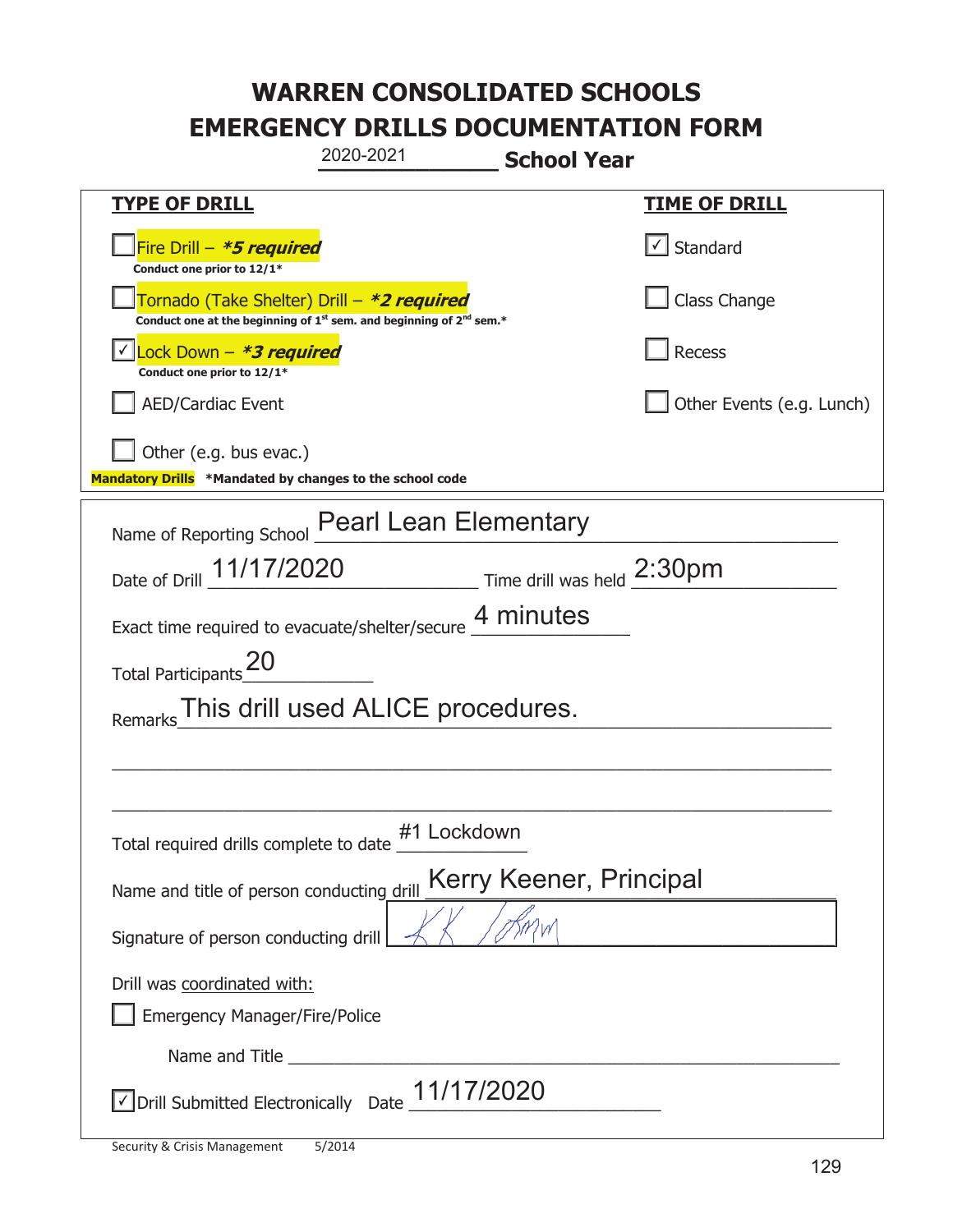# WARREN CONSOLIDATED SCHOOLS
# EMERGENCY DRILLS DOCUMENTATION FORM

2020-2021 **School Year**

| **TYPE OF DRILL** | **TIME OF DRILL** |
|---|---|
| ☐ Fire Drill – ***5 required*** <br> **Conduct one prior to 12/1*** | ☑ Standard |
| ☐ Tornado (Take Shelter) Drill – ***2 required*** <br> **Conduct one at the beginning of 1st sem. and beginning of 2nd sem.*** | ☐ Class Change |
| ☑ Lock Down – ***3 required*** <br> **Conduct one prior to 12/1*** | ☐ Recess |
| ☐ AED/Cardiac Event | ☐ Other Events (e.g. Lunch) |
| ☐ Other (e.g. bus evac.) | |

**Mandatory Drills** **\*Mandated by changes to the school code**

Name of Reporting School: Pearl Lean Elementary

Date of Drill: 11/17/2020 Time drill was held: 2:30pm

Exact time required to evacuate/shelter/secure: 4 minutes

Total Participants: 20

Remarks: This drill used ALICE procedures.

Total required drills complete to date: #1 Lockdown

Name and title of person conducting drill: Kerry Keener, Principal

Signature of person conducting drill: [signature]

Drill was coordinated with:

☐ Emergency Manager/Fire/Police

Name and Title ____________________

☑ Drill Submitted Electronically Date: 11/17/2020

Security & Crisis Management 5/2014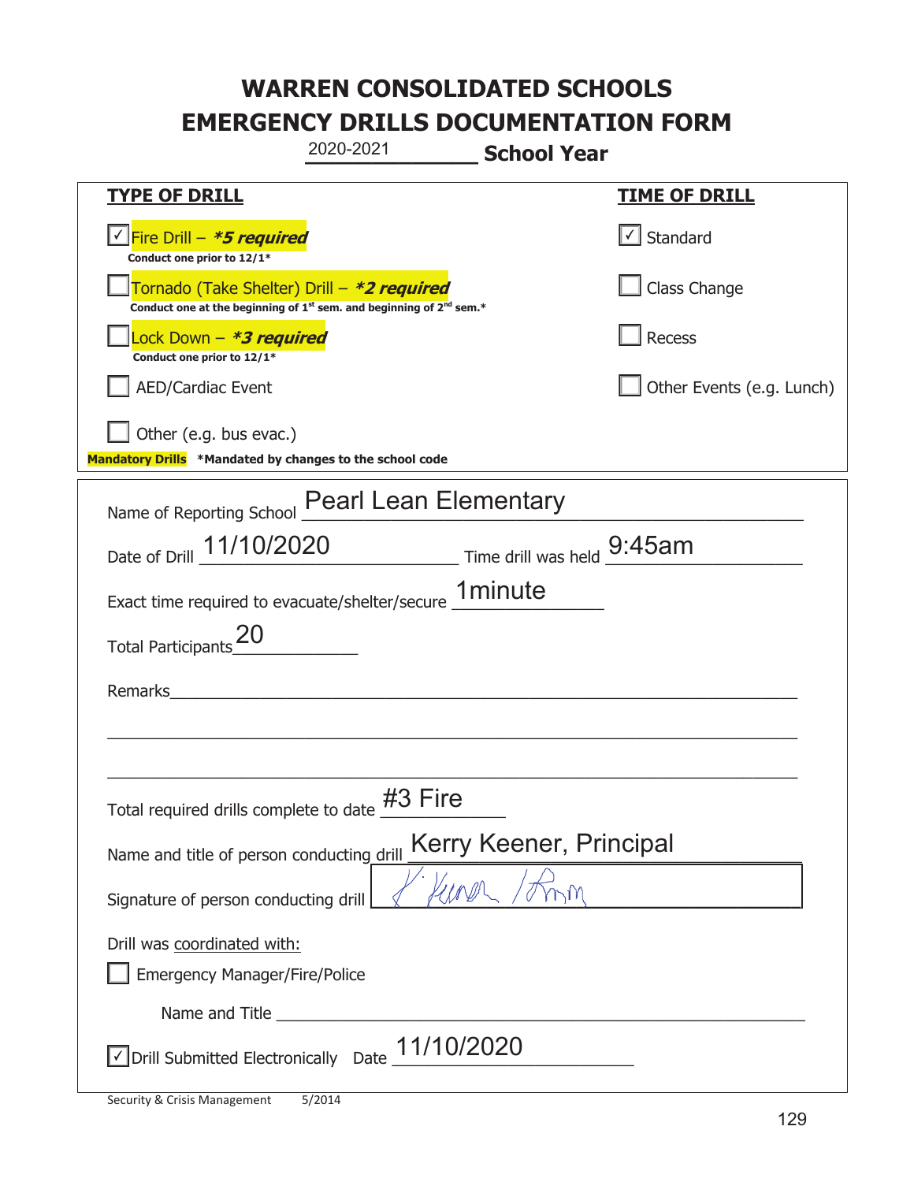# WARREN CONSOLIDATED SCHOOLS
# EMERGENCY DRILLS DOCUMENTATION FORM

2020-2021 **School Year**

| **TYPE OF DRILL** | **TIME OF DRILL** |
|---|---|
| ☑ Fire Drill – ***5 required*** <br> **Conduct one prior to 12/1*** | ☑ Standard |
| ☐ Tornado (Take Shelter) Drill – ***2 required*** <br> **Conduct one at the beginning of 1st sem. and beginning of 2nd sem.*** | ☐ Class Change |
| ☐ Lock Down – ***3 required*** <br> **Conduct one prior to 12/1*** | ☐ Recess |
| ☐ AED/Cardiac Event | ☐ Other Events (e.g. Lunch) |
| ☐ Other (e.g. bus evac.) | |

**Mandatory Drills** **\*Mandated by changes to the school code**

Name of Reporting School: Pearl Lean Elementary

Date of Drill: 11/10/2020 Time drill was held: 9:45am

Exact time required to evacuate/shelter/secure: 1minute

Total Participants: 20

Remarks: ______________________________

Total required drills complete to date: #3 Fire

Name and title of person conducting drill: Kerry Keener, Principal

Signature of person conducting drill: K. Keener / Prin

Drill was coordinated with:

☐ Emergency Manager/Fire/Police

Name and Title ______________________________

☑ Drill Submitted Electronically Date: 11/10/2020

Security & Crisis Management 5/2014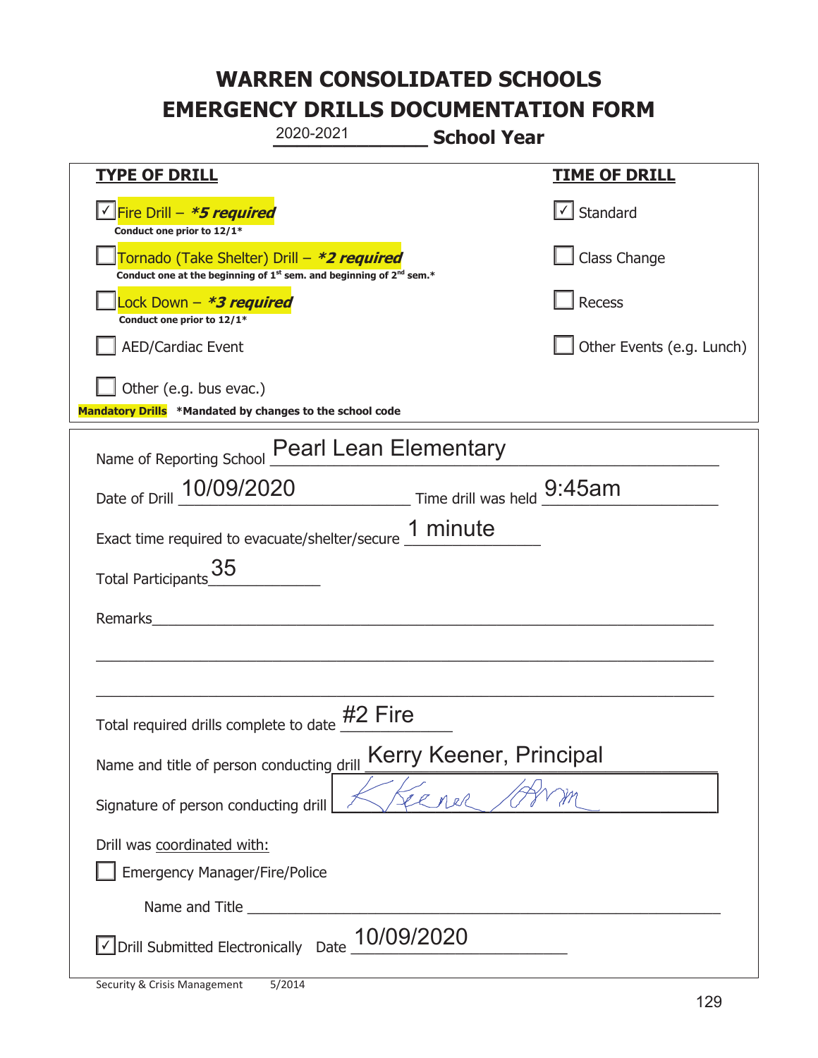# WARREN CONSOLIDATED SCHOOLS
# EMERGENCY DRILLS DOCUMENTATION FORM

2020-2021 **School Year**

| **TYPE OF DRILL** | **TIME OF DRILL** |
|---|---|
| ☑ Fire Drill – ***5 required*** <br> **Conduct one prior to 12/1*** | ☑ Standard |
| ☐ Tornado (Take Shelter) Drill – ***2 required*** <br> **Conduct one at the beginning of 1st sem. and beginning of 2nd sem.*** | ☐ Class Change |
| ☐ Lock Down – ***3 required*** <br> **Conduct one prior to 12/1*** | ☐ Recess |
| ☐ AED/Cardiac Event | ☐ Other Events (e.g. Lunch) |
| ☐ Other (e.g. bus evac.) | |

**Mandatory Drills** ***Mandated by changes to the school code**

Name of Reporting School: Pearl Lean Elementary

Date of Drill: 10/09/2020 Time drill was held: 9:45am

Exact time required to evacuate/shelter/secure: 1 minute

Total Participants: 35

Remarks: ______________________________

Total required drills complete to date: #2 Fire

Name and title of person conducting drill: Kerry Keener, Principal

Signature of person conducting drill: K Keener Prim

Drill was coordinated with:

☐ Emergency Manager/Fire/Police

Name and Title ______________________________

☑ Drill Submitted Electronically Date: 10/09/2020

Security & Crisis Management 5/2014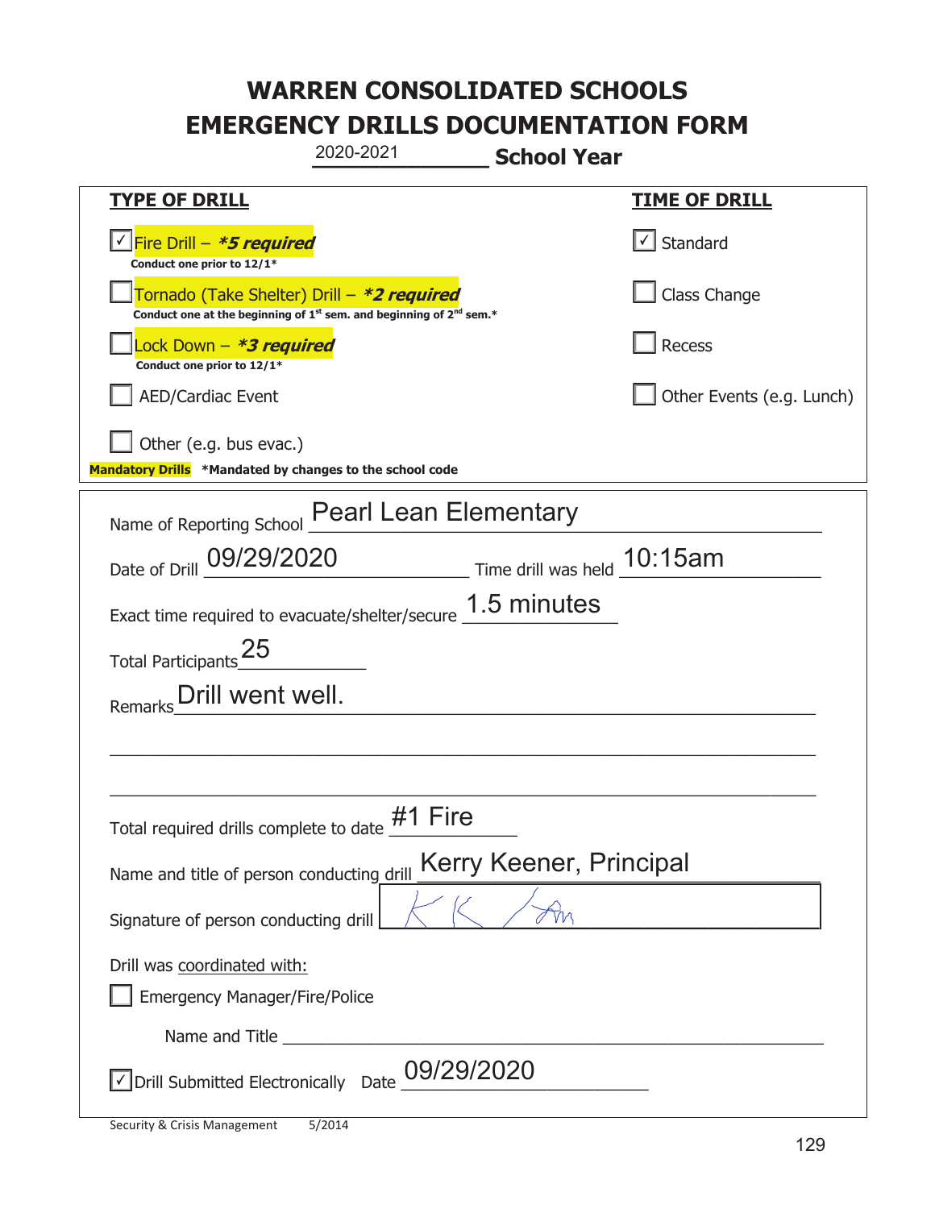# WARREN CONSOLIDATED SCHOOLS
# EMERGENCY DRILLS DOCUMENTATION FORM

2020-2021 **School Year**

| **TYPE OF DRILL** | **TIME OF DRILL** |
|---|---|
| ☑ Fire Drill – ***5 required** <br> **Conduct one prior to 12/1*** | ☑ Standard |
| ☐ Tornado (Take Shelter) Drill – ***2 required** <br> **Conduct one at the beginning of 1st sem. and beginning of 2nd sem.*** | ☐ Class Change |
| ☐ Lock Down – ***3 required** <br> **Conduct one prior to 12/1*** | ☐ Recess |
| ☐ AED/Cardiac Event | ☐ Other Events (e.g. Lunch) |
| ☐ Other (e.g. bus evac.) | |

**Mandatory Drills** ***Mandated by changes to the school code**

Name of Reporting School: Pearl Lean Elementary

Date of Drill: 09/29/2020 Time drill was held: 10:15am

Exact time required to evacuate/shelter/secure: 1.5 minutes

Total Participants: 25

Remarks: Drill went well.

Total required drills complete to date: #1 Fire

Name and title of person conducting drill: Kerry Keener, Principal

Signature of person conducting drill: [signature]

Drill was coordinated with:

☐ Emergency Manager/Fire/Police

Name and Title ______________________

☑ Drill Submitted Electronically Date: 09/29/2020

Security & Crisis Management 5/2014